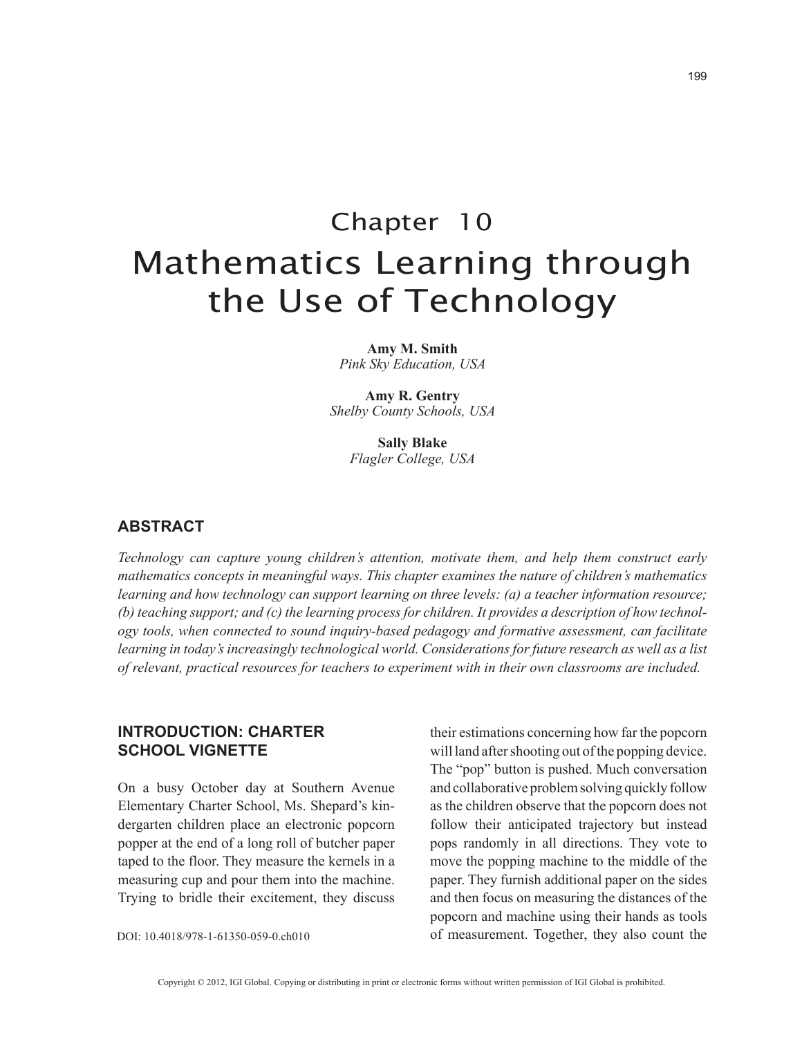# Chapter 10

# Mathematics Learning through the Use of Technology

**Amy M. Smith**
*Pink Sky Education, USA*

**Amy R. Gentry**
*Shelby County Schools, USA*

**Sally Blake**
*Flagler College, USA*

## ABSTRACT

*Technology can capture young children's attention, motivate them, and help them construct early mathematics concepts in meaningful ways. This chapter examines the nature of children's mathematics learning and how technology can support learning on three levels: (a) a teacher information resource; (b) teaching support; and (c) the learning process for children. It provides a description of how technology tools, when connected to sound inquiry-based pedagogy and formative assessment, can facilitate learning in today's increasingly technological world. Considerations for future research as well as a list of relevant, practical resources for teachers to experiment with in their own classrooms are included.*

## INTRODUCTION: CHARTER SCHOOL VIGNETTE

On a busy October day at Southern Avenue Elementary Charter School, Ms. Shepard's kindergarten children place an electronic popcorn popper at the end of a long roll of butcher paper taped to the floor. They measure the kernels in a measuring cup and pour them into the machine. Trying to bridle their excitement, they discuss their estimations concerning how far the popcorn will land after shooting out of the popping device. The "pop" button is pushed. Much conversation and collaborative problem solving quickly follow as the children observe that the popcorn does not follow their anticipated trajectory but instead pops randomly in all directions. They vote to move the popping machine to the middle of the paper. They furnish additional paper on the sides and then focus on measuring the distances of the popcorn and machine using their hands as tools of measurement. Together, they also count the

DOI: 10.4018/978-1-61350-059-0.ch010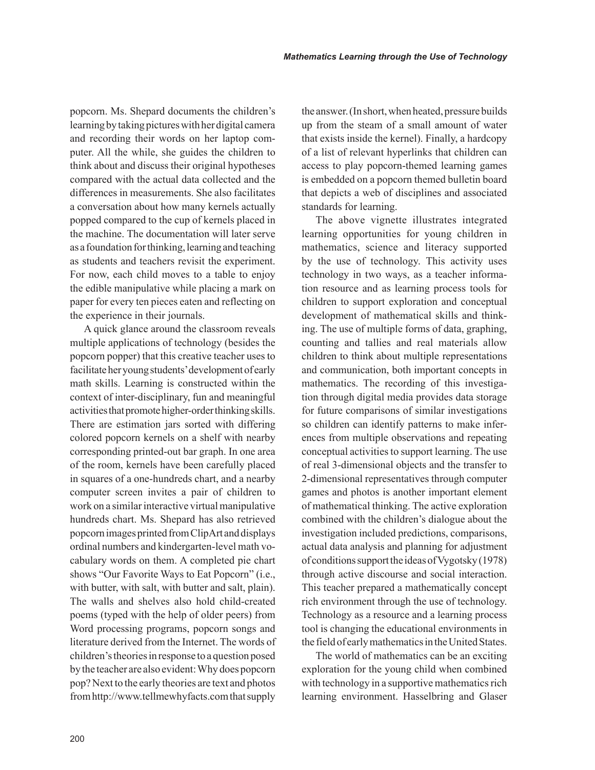popcorn. Ms. Shepard documents the children's learning by taking pictures with her digital camera and recording their words on her laptop computer. All the while, she guides the children to think about and discuss their original hypotheses compared with the actual data collected and the differences in measurements. She also facilitates a conversation about how many kernels actually popped compared to the cup of kernels placed in the machine. The documentation will later serve as a foundation for thinking, learning and teaching as students and teachers revisit the experiment. For now, each child moves to a table to enjoy the edible manipulative while placing a mark on paper for every ten pieces eaten and reflecting on the experience in their journals.

A quick glance around the classroom reveals multiple applications of technology (besides the popcorn popper) that this creative teacher uses to facilitate her young students' development of early math skills. Learning is constructed within the context of inter-disciplinary, fun and meaningful activities that promote higher-order thinking skills. There are estimation jars sorted with differing colored popcorn kernels on a shelf with nearby corresponding printed-out bar graph. In one area of the room, kernels have been carefully placed in squares of a one-hundreds chart, and a nearby computer screen invites a pair of children to work on a similar interactive virtual manipulative hundreds chart. Ms. Shepard has also retrieved popcorn images printed from ClipArt and displays ordinal numbers and kindergarten-level math vocabulary words on them. A completed pie chart shows "Our Favorite Ways to Eat Popcorn" (i.e., with butter, with salt, with butter and salt, plain). The walls and shelves also hold child-created poems (typed with the help of older peers) from Word processing programs, popcorn songs and literature derived from the Internet. The words of children's theories in response to a question posed by the teacher are also evident: Why does popcorn pop? Next to the early theories are text and photos from http://www.tellmewhyfacts.com that supply the answer. (In short, when heated, pressure builds up from the steam of a small amount of water that exists inside the kernel). Finally, a hardcopy of a list of relevant hyperlinks that children can access to play popcorn-themed learning games is embedded on a popcorn themed bulletin board that depicts a web of disciplines and associated standards for learning.

The above vignette illustrates integrated learning opportunities for young children in mathematics, science and literacy supported by the use of technology. This activity uses technology in two ways, as a teacher information resource and as learning process tools for children to support exploration and conceptual development of mathematical skills and thinking. The use of multiple forms of data, graphing, counting and tallies and real materials allow children to think about multiple representations and communication, both important concepts in mathematics. The recording of this investigation through digital media provides data storage for future comparisons of similar investigations so children can identify patterns to make inferences from multiple observations and repeating conceptual activities to support learning. The use of real 3-dimensional objects and the transfer to 2-dimensional representatives through computer games and photos is another important element of mathematical thinking. The active exploration combined with the children's dialogue about the investigation included predictions, comparisons, actual data analysis and planning for adjustment of conditions support the ideas of Vygotsky (1978) through active discourse and social interaction. This teacher prepared a mathematically concept rich environment through the use of technology. Technology as a resource and a learning process tool is changing the educational environments in the field of early mathematics in the United States.

The world of mathematics can be an exciting exploration for the young child when combined with technology in a supportive mathematics rich learning environment. Hasselbring and Glaser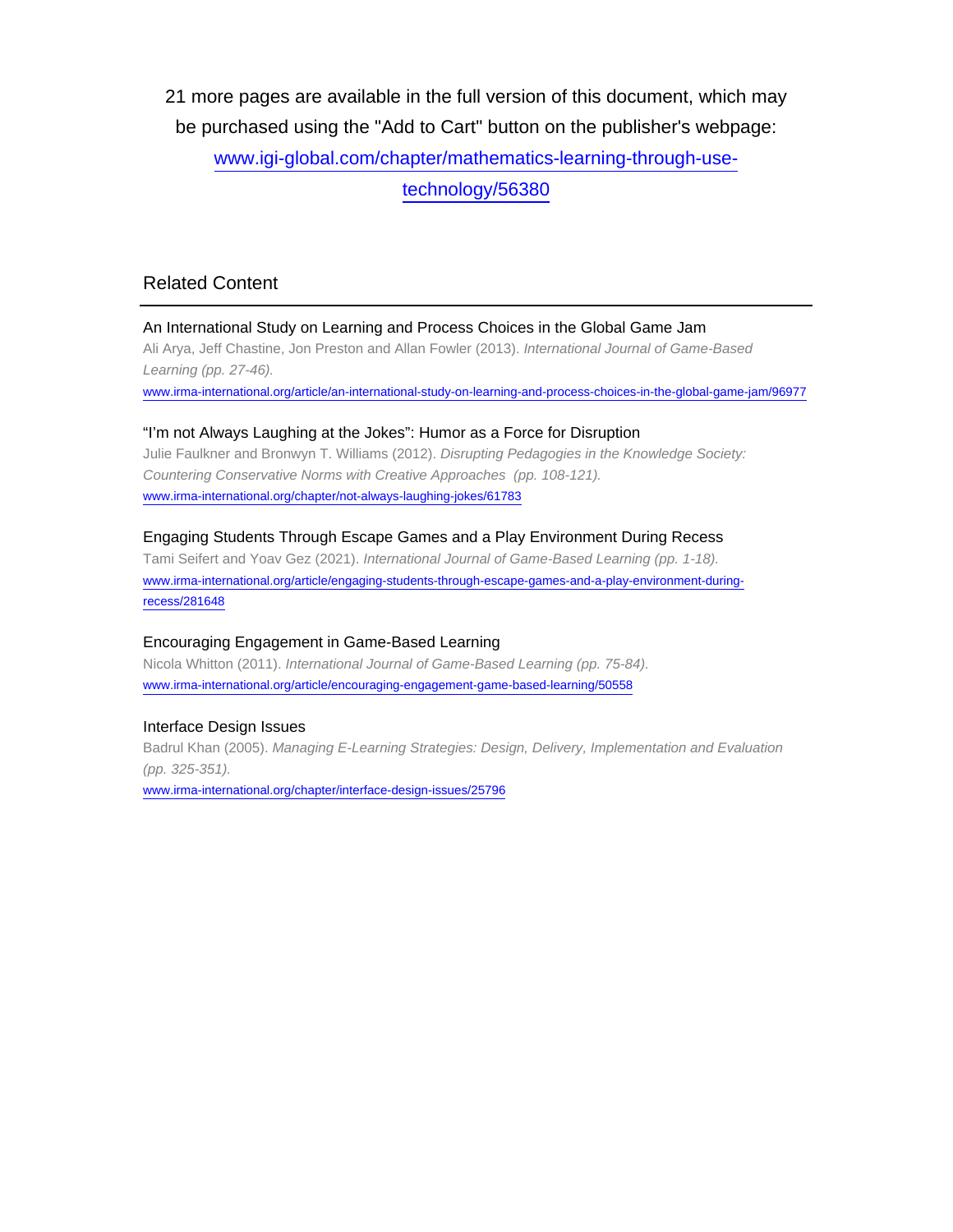21 more pages are available in the full version of this document, which may be purchased using the "Add to Cart" button on the publisher's webpage: [www.igi-global.com/chapter/mathematics-learning-through-use-technology/56380](www.igi-global.com/chapter/mathematics-learning-through-use-technology/56380)

## Related Content

An International Study on Learning and Process Choices in the Global Game Jam
Ali Arya, Jeff Chastine, Jon Preston and Allan Fowler (2013). *International Journal of Game-Based Learning (pp. 27-46).*
[www.irma-international.org/article/an-international-study-on-learning-and-process-choices-in-the-global-game-jam/96977](www.irma-international.org/article/an-international-study-on-learning-and-process-choices-in-the-global-game-jam/96977)

"I'm not Always Laughing at the Jokes": Humor as a Force for Disruption
Julie Faulkner and Bronwyn T. Williams (2012). *Disrupting Pedagogies in the Knowledge Society: Countering Conservative Norms with Creative Approaches (pp. 108-121).*
[www.irma-international.org/chapter/not-always-laughing-jokes/61783](www.irma-international.org/chapter/not-always-laughing-jokes/61783)

Engaging Students Through Escape Games and a Play Environment During Recess
Tami Seifert and Yoav Gez (2021). *International Journal of Game-Based Learning (pp. 1-18).*
[www.irma-international.org/article/engaging-students-through-escape-games-and-a-play-environment-during-recess/281648](www.irma-international.org/article/engaging-students-through-escape-games-and-a-play-environment-during-recess/281648)

Encouraging Engagement in Game-Based Learning
Nicola Whitton (2011). *International Journal of Game-Based Learning (pp. 75-84).*
[www.irma-international.org/article/encouraging-engagement-game-based-learning/50558](www.irma-international.org/article/encouraging-engagement-game-based-learning/50558)

Interface Design Issues
Badrul Khan (2005). *Managing E-Learning Strategies: Design, Delivery, Implementation and Evaluation (pp. 325-351).*
[www.irma-international.org/chapter/interface-design-issues/25796](www.irma-international.org/chapter/interface-design-issues/25796)